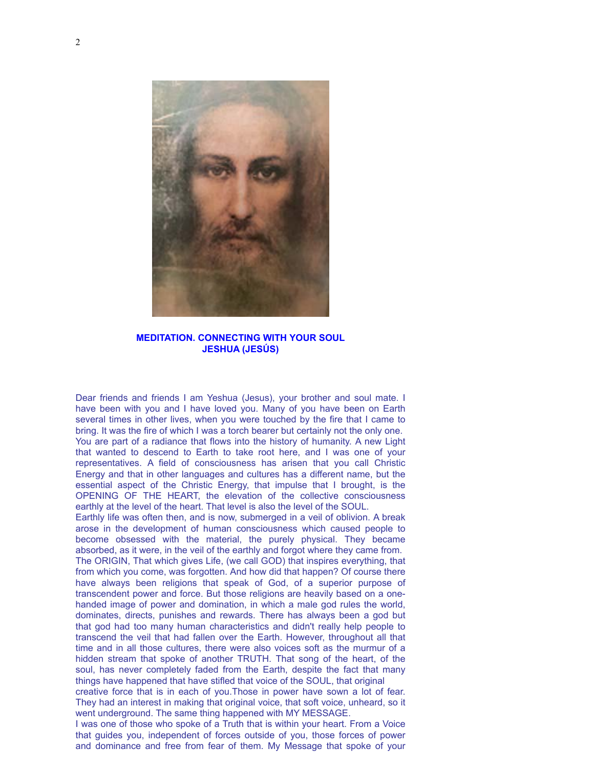**MEDITATION. CONNECTING WITH YOUR SOUL**
**JESHUA (JESÚS)**

Dear friends and friends I am Yeshua (Jesus), your brother and soul mate. I have been with you and I have loved you. Many of you have been on Earth several times in other lives, when you were touched by the fire that I came to bring. It was the fire of which I was a torch bearer but certainly not the only one. You are part of a radiance that flows into the history of humanity. A new Light that wanted to descend to Earth to take root here, and I was one of your representatives. A field of consciousness has arisen that you call Christic Energy and that in other languages and cultures has a different name, but the essential aspect of the Christic Energy, that impulse that I brought, is the OPENING OF THE HEART, the elevation of the collective consciousness earthly at the level of the heart. That level is also the level of the SOUL.

Earthly life was often then, and is now, submerged in a veil of oblivion. A break arose in the development of human consciousness which caused people to become obsessed with the material, the purely physical. They became absorbed, as it were, in the veil of the earthly and forgot where they came from. The ORIGIN, That which gives Life, (we call GOD) that inspires everything, that from which you come, was forgotten. And how did that happen? Of course there have always been religions that speak of God, of a superior purpose of transcendent power and force. But those religions are heavily based on a one-handed image of power and domination, in which a male god rules the world, dominates, directs, punishes and rewards. There has always been a god but that god had too many human characteristics and didn't really help people to transcend the veil that had fallen over the Earth. However, throughout all that time and in all those cultures, there were also voices soft as the murmur of a hidden stream that spoke of another TRUTH. That song of the heart, of the soul, has never completely faded from the Earth, despite the fact that many things have happened that have stifled that voice of the SOUL, that original creative force that is in each of you.Those in power have sown a lot of fear. They had an interest in making that original voice, that soft voice, unheard, so it went underground. The same thing happened with MY MESSAGE.

I was one of those who spoke of a Truth that is within your heart. From a Voice that guides you, independent of forces outside of you, those forces of power and dominance and free from fear of them. My Message that spoke of your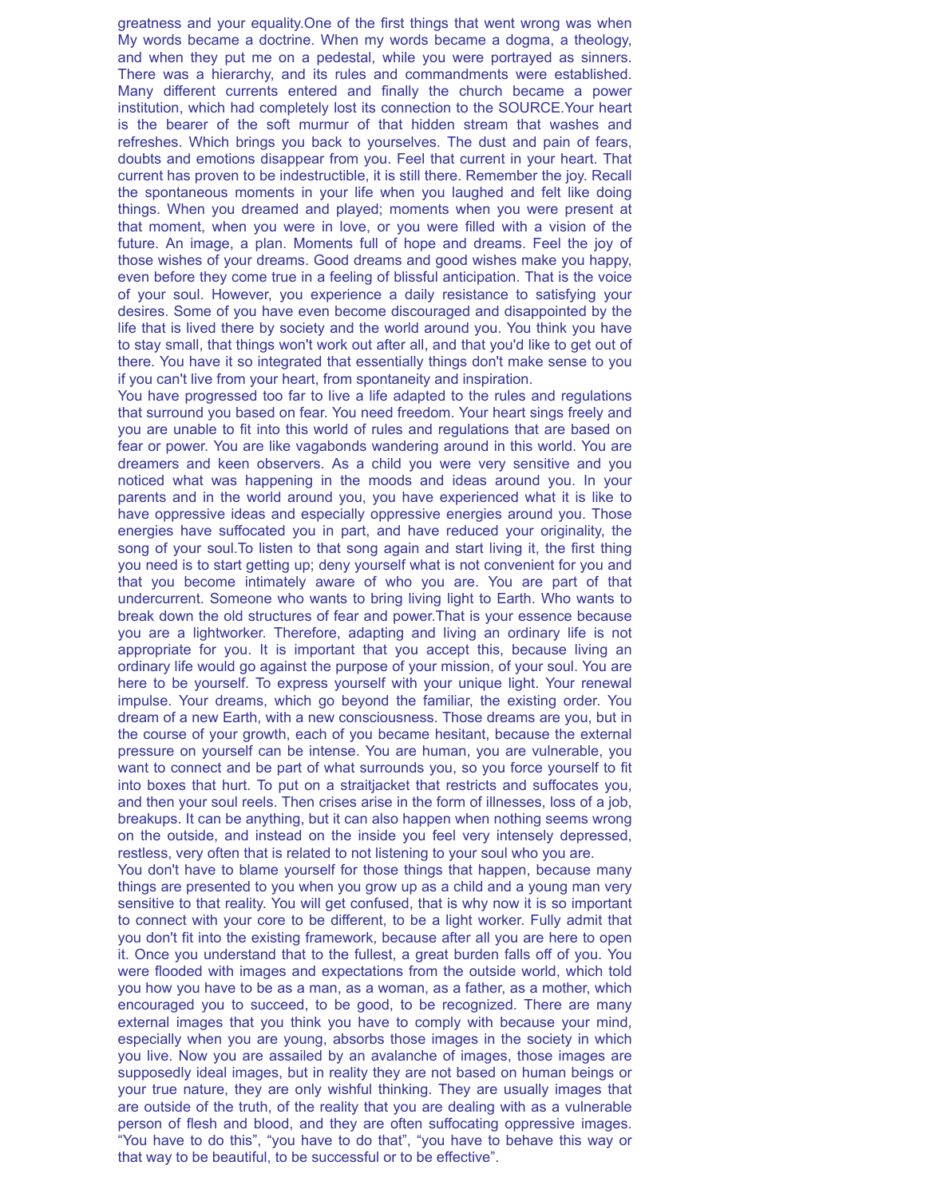greatness and your equality.One of the first things that went wrong was when My words became a doctrine. When my words became a dogma, a theology, and when they put me on a pedestal, while you were portrayed as sinners. There was a hierarchy, and its rules and commandments were established. Many different currents entered and finally the church became a power institution, which had completely lost its connection to the SOURCE.Your heart is the bearer of the soft murmur of that hidden stream that washes and refreshes. Which brings you back to yourselves. The dust and pain of fears, doubts and emotions disappear from you. Feel that current in your heart. That current has proven to be indestructible, it is still there. Remember the joy. Recall the spontaneous moments in your life when you laughed and felt like doing things. When you dreamed and played; moments when you were present at that moment, when you were in love, or you were filled with a vision of the future. An image, a plan. Moments full of hope and dreams. Feel the joy of those wishes of your dreams. Good dreams and good wishes make you happy, even before they come true in a feeling of blissful anticipation. That is the voice of your soul. However, you experience a daily resistance to satisfying your desires. Some of you have even become discouraged and disappointed by the life that is lived there by society and the world around you. You think you have to stay small, that things won't work out after all, and that you'd like to get out of there. You have it so integrated that essentially things don't make sense to you if you can't live from your heart, from spontaneity and inspiration.

You have progressed too far to live a life adapted to the rules and regulations that surround you based on fear. You need freedom. Your heart sings freely and you are unable to fit into this world of rules and regulations that are based on fear or power. You are like vagabonds wandering around in this world. You are dreamers and keen observers. As a child you were very sensitive and you noticed what was happening in the moods and ideas around you. In your parents and in the world around you, you have experienced what it is like to have oppressive ideas and especially oppressive energies around you. Those energies have suffocated you in part, and have reduced your originality, the song of your soul.To listen to that song again and start living it, the first thing you need is to start getting up; deny yourself what is not convenient for you and that you become intimately aware of who you are. You are part of that undercurrent. Someone who wants to bring living light to Earth. Who wants to break down the old structures of fear and power.That is your essence because you are a lightworker. Therefore, adapting and living an ordinary life is not appropriate for you. It is important that you accept this, because living an ordinary life would go against the purpose of your mission, of your soul. You are here to be yourself. To express yourself with your unique light. Your renewal impulse. Your dreams, which go beyond the familiar, the existing order. You dream of a new Earth, with a new consciousness. Those dreams are you, but in the course of your growth, each of you became hesitant, because the external pressure on yourself can be intense. You are human, you are vulnerable, you want to connect and be part of what surrounds you, so you force yourself to fit into boxes that hurt. To put on a straitjacket that restricts and suffocates you, and then your soul reels. Then crises arise in the form of illnesses, loss of a job, breakups. It can be anything, but it can also happen when nothing seems wrong on the outside, and instead on the inside you feel very intensely depressed, restless, very often that is related to not listening to your soul who you are.

You don't have to blame yourself for those things that happen, because many things are presented to you when you grow up as a child and a young man very sensitive to that reality. You will get confused, that is why now it is so important to connect with your core to be different, to be a light worker. Fully admit that you don't fit into the existing framework, because after all you are here to open it. Once you understand that to the fullest, a great burden falls off of you. You were flooded with images and expectations from the outside world, which told you how you have to be as a man, as a woman, as a father, as a mother, which encouraged you to succeed, to be good, to be recognized. There are many external images that you think you have to comply with because your mind, especially when you are young, absorbs those images in the society in which you live. Now you are assailed by an avalanche of images, those images are supposedly ideal images, but in reality they are not based on human beings or your true nature, they are only wishful thinking. They are usually images that are outside of the truth, of the reality that you are dealing with as a vulnerable person of flesh and blood, and they are often suffocating oppressive images. “You have to do this”, “you have to do that”, “you have to behave this way or that way to be beautiful, to be successful or to be effective”.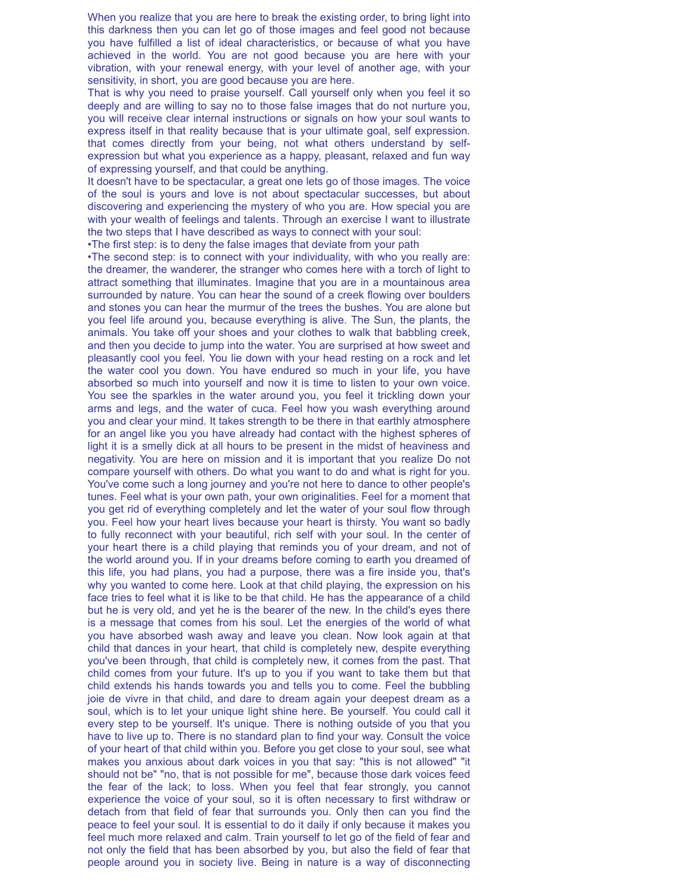When you realize that you are here to break the existing order, to bring light into this darkness then you can let go of those images and feel good not because you have fulfilled a list of ideal characteristics, or because of what you have achieved in the world. You are not good because you are here with your vibration, with your renewal energy, with your level of another age, with your sensitivity, in short, you are good because you are here.

That is why you need to praise yourself. Call yourself only when you feel it so deeply and are willing to say no to those false images that do not nurture you, you will receive clear internal instructions or signals on how your soul wants to express itself in that reality because that is your ultimate goal, self expression. that comes directly from your being, not what others understand by self-expression but what you experience as a happy, pleasant, relaxed and fun way of expressing yourself, and that could be anything.

It doesn't have to be spectacular, a great one lets go of those images. The voice of the soul is yours and love is not about spectacular successes, but about discovering and experiencing the mystery of who you are. How special you are with your wealth of feelings and talents. Through an exercise I want to illustrate the two steps that I have described as ways to connect with your soul:

- The first step: is to deny the false images that deviate from your path
- The second step: is to connect with your individuality, with who you really are: the dreamer, the wanderer, the stranger who comes here with a torch of light to attract something that illuminates. Imagine that you are in a mountainous area surrounded by nature. You can hear the sound of a creek flowing over boulders and stones you can hear the murmur of the trees the bushes. You are alone but you feel life around you, because everything is alive. The Sun, the plants, the animals. You take off your shoes and your clothes to walk that babbling creek, and then you decide to jump into the water. You are surprised at how sweet and pleasantly cool you feel. You lie down with your head resting on a rock and let the water cool you down. You have endured so much in your life, you have absorbed so much into yourself and now it is time to listen to your own voice. You see the sparkles in the water around you, you feel it trickling down your arms and legs, and the water of cuca. Feel how you wash everything around you and clear your mind. It takes strength to be there in that earthly atmosphere for an angel like you you have already had contact with the highest spheres of light it is a smelly dick at all hours to be present in the midst of heaviness and negativity. You are here on mission and it is important that you realize Do not compare yourself with others. Do what you want to do and what is right for you. You've come such a long journey and you're not here to dance to other people's tunes. Feel what is your own path, your own originalities. Feel for a moment that you get rid of everything completely and let the water of your soul flow through you. Feel how your heart lives because your heart is thirsty. You want so badly to fully reconnect with your beautiful, rich self with your soul. In the center of your heart there is a child playing that reminds you of your dream, and not of the world around you. If in your dreams before coming to earth you dreamed of this life, you had plans, you had a purpose, there was a fire inside you, that's why you wanted to come here. Look at that child playing, the expression on his face tries to feel what it is like to be that child. He has the appearance of a child but he is very old, and yet he is the bearer of the new. In the child's eyes there is a message that comes from his soul. Let the energies of the world of what you have absorbed wash away and leave you clean. Now look again at that child that dances in your heart, that child is completely new, despite everything you've been through, that child is completely new, it comes from the past. That child comes from your future. It's up to you if you want to take them but that child extends his hands towards you and tells you to come. Feel the bubbling joie de vivre in that child, and dare to dream again your deepest dream as a soul, which is to let your unique light shine here. Be yourself. You could call it every step to be yourself. It's unique. There is nothing outside of you that you have to live up to. There is no standard plan to find your way. Consult the voice of your heart of that child within you. Before you get close to your soul, see what makes you anxious about dark voices in you that say: "this is not allowed" "it should not be" "no, that is not possible for me", because those dark voices feed the fear of the lack; to loss. When you feel that fear strongly, you cannot experience the voice of your soul, so it is often necessary to first withdraw or detach from that field of fear that surrounds you. Only then can you find the peace to feel your soul. It is essential to do it daily if only because it makes you feel much more relaxed and calm. Train yourself to let go of the field of fear and not only the field that has been absorbed by you, but also the field of fear that people around you in society live. Being in nature is a way of disconnecting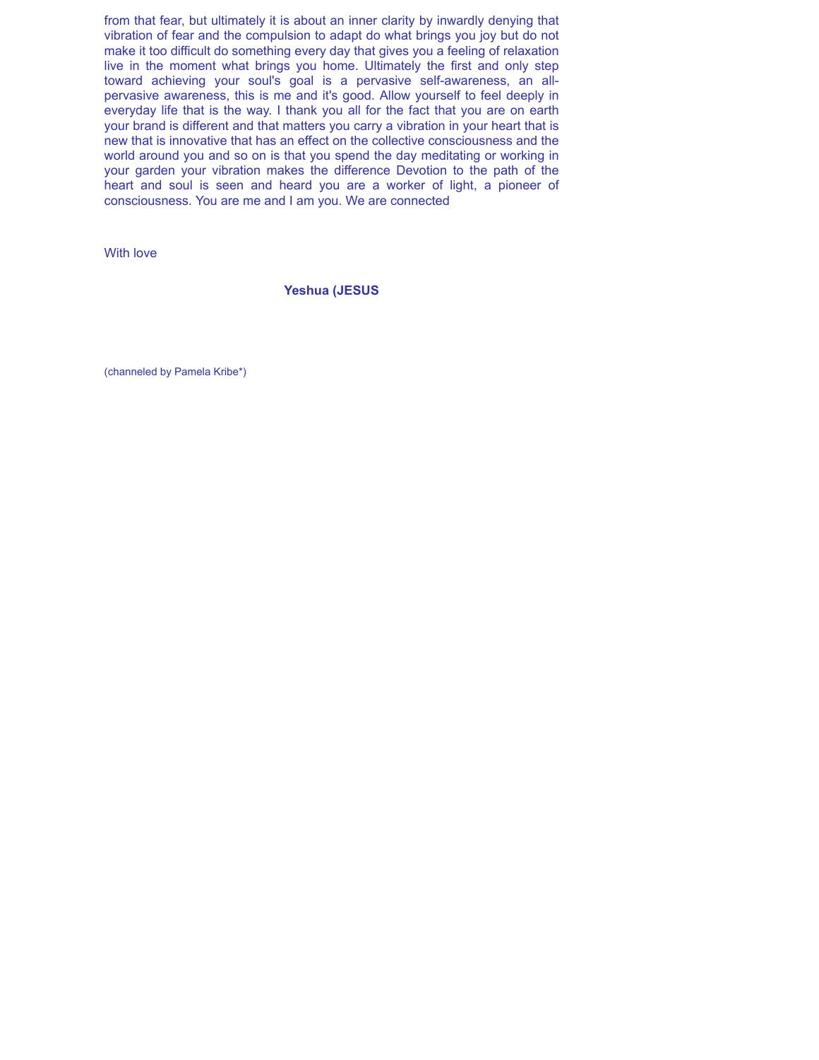from that fear, but ultimately it is about an inner clarity by inwardly denying that vibration of fear and the compulsion to adapt do what brings you joy but do not make it too difficult do something every day that gives you a feeling of relaxation live in the moment what brings you home. Ultimately the first and only step toward achieving your soul's goal is a pervasive self-awareness, an all-pervasive awareness, this is me and it's good. Allow yourself to feel deeply in everyday life that is the way. I thank you all for the fact that you are on earth your brand is different and that matters you carry a vibration in your heart that is new that is innovative that has an effect on the collective consciousness and the world around you and so on is that you spend the day meditating or working in your garden your vibration makes the difference Devotion to the path of the heart and soul is seen and heard you are a worker of light, a pioneer of consciousness. You are me and I am you. We are connected

With love

**Yeshua (JESUS**

(channeled by Pamela Kribe*)